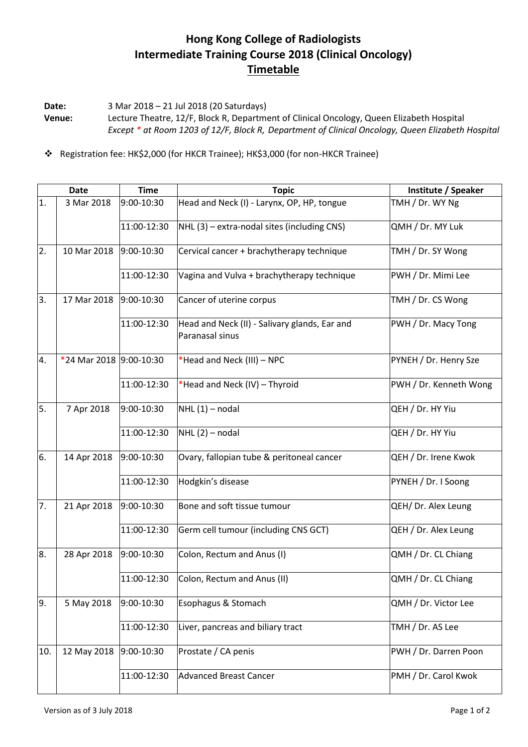# Hong Kong College of Radiologists
# Intermediate Training Course 2018 (Clinical Oncology)
# Timetable

**Date:** 3 Mar 2018 – 21 Jul 2018 (20 Saturdays)

**Venue:** Lecture Theatre, 12/F, Block R, Department of Clinical Oncology, Queen Elizabeth Hospital
*Except * at Room 1203 of 12/F, Block R, Department of Clinical Oncology, Queen Elizabeth Hospital*

- Registration fee: HK$2,000 (for HKCR Trainee); HK$3,000 (for non-HKCR Trainee)

| Date | | Time | Topic | Institute / Speaker |
|---|---|---|---|---|
| 1. | 3 Mar 2018 | 9:00-10:30 | Head and Neck (I) - Larynx, OP, HP, tongue | TMH / Dr. WY Ng |
| | | 11:00-12:30 | NHL (3) – extra-nodal sites (including CNS) | QMH / Dr. MY Luk |
| 2. | 10 Mar 2018 | 9:00-10:30 | Cervical cancer + brachytherapy technique | TMH / Dr. SY Wong |
| | | 11:00-12:30 | Vagina and Vulva + brachytherapy technique | PWH / Dr. Mimi Lee |
| 3. | 17 Mar 2018 | 9:00-10:30 | Cancer of uterine corpus | TMH / Dr. CS Wong |
| | | 11:00-12:30 | Head and Neck (II) - Salivary glands, Ear and Paranasal sinus | PWH / Dr. Macy Tong |
| 4. | *24 Mar 2018 | 9:00-10:30 | *Head and Neck (III) – NPC | PYNEH / Dr. Henry Sze |
| | | 11:00-12:30 | *Head and Neck (IV) – Thyroid | PWH / Dr. Kenneth Wong |
| 5. | 7 Apr 2018 | 9:00-10:30 | NHL (1) – nodal | QEH / Dr. HY Yiu |
| | | 11:00-12:30 | NHL (2) – nodal | QEH / Dr. HY Yiu |
| 6. | 14 Apr 2018 | 9:00-10:30 | Ovary, fallopian tube & peritoneal cancer | QEH / Dr. Irene Kwok |
| | | 11:00-12:30 | Hodgkin's disease | PYNEH / Dr. I Soong |
| 7. | 21 Apr 2018 | 9:00-10:30 | Bone and soft tissue tumour | QEH/ Dr. Alex Leung |
| | | 11:00-12:30 | Germ cell tumour (including CNS GCT) | QEH / Dr. Alex Leung |
| 8. | 28 Apr 2018 | 9:00-10:30 | Colon, Rectum and Anus (I) | QMH / Dr. CL Chiang |
| | | 11:00-12:30 | Colon, Rectum and Anus (II) | QMH / Dr. CL Chiang |
| 9. | 5 May 2018 | 9:00-10:30 | Esophagus & Stomach | QMH / Dr. Victor Lee |
| | | 11:00-12:30 | Liver, pancreas and biliary tract | TMH / Dr. AS Lee |
| 10. | 12 May 2018 | 9:00-10:30 | Prostate / CA penis | PWH / Dr. Darren Poon |
| | | 11:00-12:30 | Advanced Breast Cancer | PMH / Dr. Carol Kwok |

Version as of 3 July 2018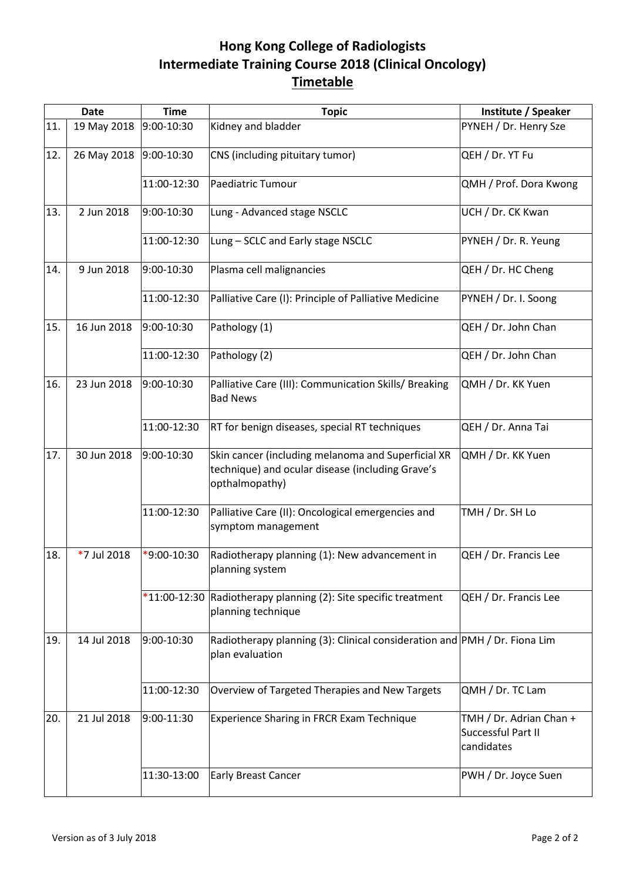# Hong Kong College of Radiologists
# Intermediate Training Course 2018 (Clinical Oncology)
## Timetable

| | Date | Time | Topic | Institute / Speaker |
|---|---|---|---|---|
| 11. | 19 May 2018 | 9:00-10:30 | Kidney and bladder | PYNEH / Dr. Henry Sze |
| 12. | 26 May 2018 | 9:00-10:30 | CNS (including pituitary tumor) | QEH / Dr. YT Fu |
| | | 11:00-12:30 | Paediatric Tumour | QMH / Prof. Dora Kwong |
| 13. | 2 Jun 2018 | 9:00-10:30 | Lung - Advanced stage NSCLC | UCH / Dr. CK Kwan |
| | | 11:00-12:30 | Lung – SCLC and Early stage NSCLC | PYNEH / Dr. R. Yeung |
| 14. | 9 Jun 2018 | 9:00-10:30 | Plasma cell malignancies | QEH / Dr. HC Cheng |
| | | 11:00-12:30 | Palliative Care (I): Principle of Palliative Medicine | PYNEH / Dr. I. Soong |
| 15. | 16 Jun 2018 | 9:00-10:30 | Pathology (1) | QEH / Dr. John Chan |
| | | 11:00-12:30 | Pathology (2) | QEH / Dr. John Chan |
| 16. | 23 Jun 2018 | 9:00-10:30 | Palliative Care (III): Communication Skills/ Breaking Bad News | QMH / Dr. KK Yuen |
| | | 11:00-12:30 | RT for benign diseases, special RT techniques | QEH / Dr. Anna Tai |
| 17. | 30 Jun 2018 | 9:00-10:30 | Skin cancer (including melanoma and Superficial XR technique) and ocular disease (including Grave's opthalmopathy) | QMH / Dr. KK Yuen |
| | | 11:00-12:30 | Palliative Care (II): Oncological emergencies and symptom management | TMH / Dr. SH Lo |
| 18. | *7 Jul 2018 | *9:00-10:30 | Radiotherapy planning (1): New advancement in planning system | QEH / Dr. Francis Lee |
| | | *11:00-12:30 | Radiotherapy planning (2): Site specific treatment planning technique | QEH / Dr. Francis Lee |
| 19. | 14 Jul 2018 | 9:00-10:30 | Radiotherapy planning (3): Clinical consideration and plan evaluation | PMH / Dr. Fiona Lim |
| | | 11:00-12:30 | Overview of Targeted Therapies and New Targets | QMH / Dr. TC Lam |
| 20. | 21 Jul 2018 | 9:00-11:30 | Experience Sharing in FRCR Exam Technique | TMH / Dr. Adrian Chan + Successful Part II candidates |
| | | 11:30-13:00 | Early Breast Cancer | PWH / Dr. Joyce Suen |

Version as of 3 July 2018